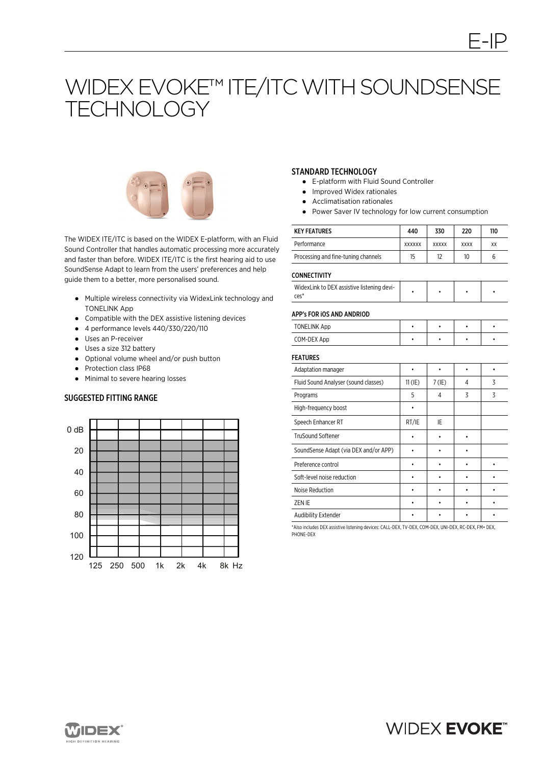E-IP

# WIDEX EVOKE™ ITE/ITC WITH SOUNDSENSE TECHNOLOGY

The WIDEX ITE/ITC is based on the WIDEX E-platform, with an Fluid Sound Controller that handles automatic processing more accurately and faster than before. WIDEX ITE/ITC is the first hearing aid to use SoundSense Adapt to learn from the users' preferences and help guide them to a better, more personalised sound.

- Multiple wireless connectivity via WidexLink technology and TONELINK App
- Compatible with the DEX assistive listening devices
- 4 performance levels 440/330/220/110
- Uses an P-receiver
- Uses a size 312 battery
- Optional volume wheel and/or push button
- Protection class IP68
- Minimal to severe hearing losses

## SUGGESTED FITTING RANGE

0 dB, 20, 40, 60, 80, 100, 120

125 250 500 1k 2k 4k 8k Hz

## STANDARD TECHNOLOGY

- E-platform with Fluid Sound Controller
- Improved Widex rationales
- Acclimatisation rationales
- Power Saver IV technology for low current consumption

| KEY FEATURES | 440 | 330 | 220 | 110 |
|---|---|---|---|---|
| Performance | XXXXXX | XXXXX | XXXX | XX |
| Processing and fine-tuning channels | 15 | 12 | 10 | 6 |
| **CONNECTIVITY** | | | | |
| WidexLink to DEX assistive listening devices* | • | • | • | • |
| **APP's FOR iOS AND ANDRIOD** | | | | |
| TONELINK App | • | • | • | • |
| COM-DEX App | • | • | • | • |
| **FEATURES** | | | | |
| Adaptation manager | • | • | • | • |
| Fluid Sound Analyser (sound classes) | 11 (IE) | 7 (IE) | 4 | 3 |
| Programs | 5 | 4 | 3 | 3 |
| High-frequency boost | • | | | |
| Speech Enhancer RT | RT/IE | IE | | |
| TruSound Softener | • | • | • | |
| SoundSense Adapt (via DEX and/or APP) | • | • | • | |
| Preference control | • | • | • | • |
| Soft-level noise reduction | • | • | • | • |
| Noise Reduction | • | • | • | • |
| ZEN IE | • | • | • | • |
| Audibility Extender | • | • | • | • |

*Also includes DEX assistive listening devices: CALL-DEX, TV-DEX, COM-DEX, UNI-DEX, RC-DEX, FM+ DEX, PHONE-DEX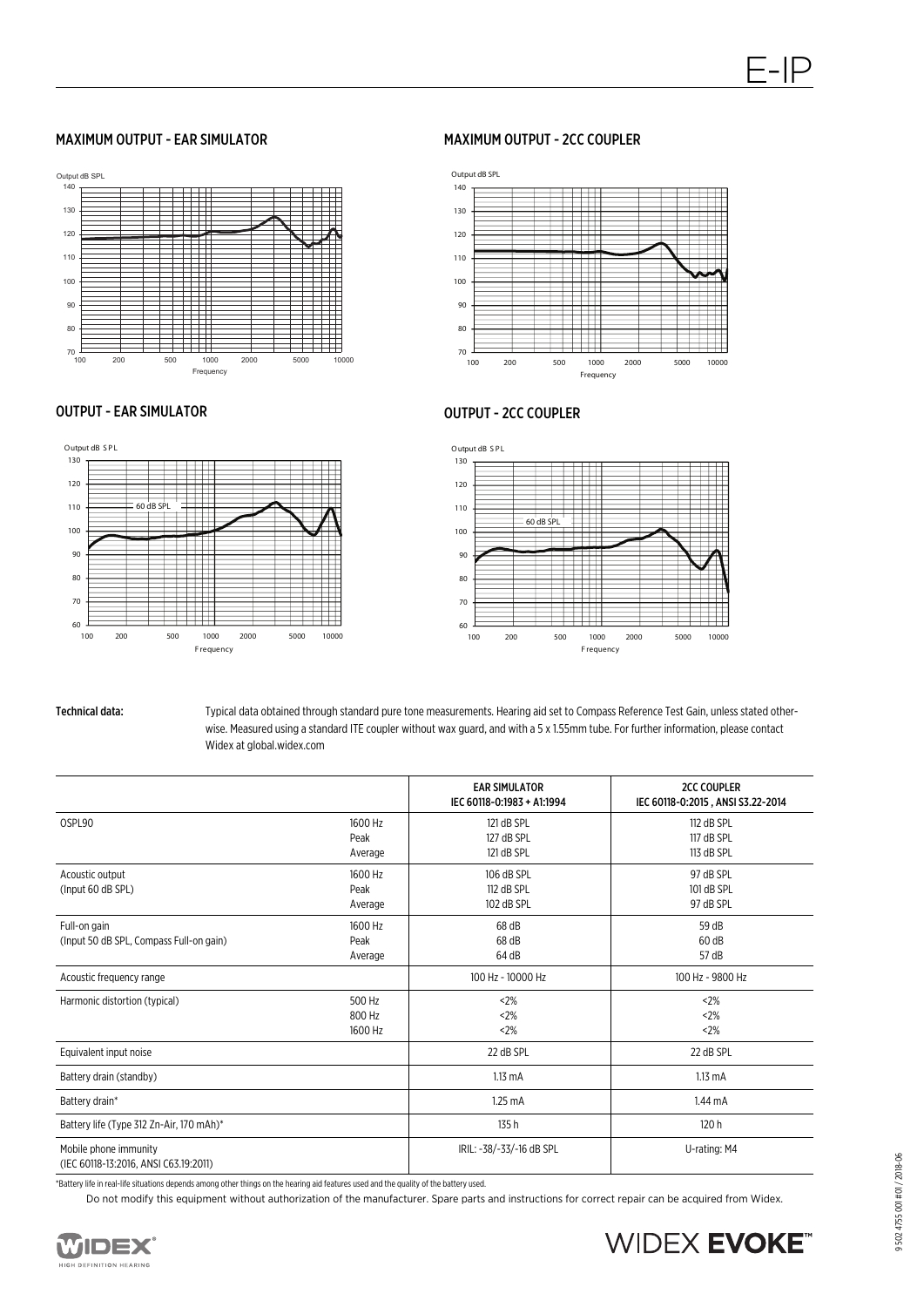# E-IP

## MAXIMUM OUTPUT - EAR SIMULATOR

Output dB SPL
140
130
120
110
100
90
80
70
100 200 500 1000 2000 5000 10000
Frequency

## MAXIMUM OUTPUT - 2CC COUPLER

Output dB SPL
140
130
120
110
100
90
80
70
100 200 500 1000 2000 5000 10000
Frequency

## OUTPUT - EAR SIMULATOR

Output dB SPL
130
120
110
100
90
80
70
60
60 dB SPL
100 200 500 1000 2000 5000 10000
Frequency

## OUTPUT - 2CC COUPLER

Output dB SPL
130
120
110
100
90
80
70
60
60 dB SPL
100 200 500 1000 2000 5000 10000
Frequency

**Technical data:** Typical data obtained through standard pure tone measurements. Hearing aid set to Compass Reference Test Gain, unless stated otherwise. Measured using a standard ITE coupler without wax guard, and with a 5 x 1.55mm tube. For further information, please contact Widex at global.widex.com

| | | EAR SIMULATOR IEC 60118-0:1983 + A1:1994 | 2CC COUPLER IEC 60118-0:2015 , ANSI S3.22-2014 |
|---|---|---|---|
| OSPL90 | 1600 Hz<br>Peak<br>Average | 121 dB SPL<br>127 dB SPL<br>121 dB SPL | 112 dB SPL<br>117 dB SPL<br>113 dB SPL |
| Acoustic output (Input 60 dB SPL) | 1600 Hz<br>Peak<br>Average | 106 dB SPL<br>112 dB SPL<br>102 dB SPL | 97 dB SPL<br>101 dB SPL<br>97 dB SPL |
| Full-on gain (Input 50 dB SPL, Compass Full-on gain) | 1600 Hz<br>Peak<br>Average | 68 dB<br>68 dB<br>64 dB | 59 dB<br>60 dB<br>57 dB |
| Acoustic frequency range | | 100 Hz - 10000 Hz | 100 Hz - 9800 Hz |
| Harmonic distortion (typical) | 500 Hz<br>800 Hz<br>1600 Hz | <2%<br><2%<br><2% | <2%<br><2%<br><2% |
| Equivalent input noise | | 22 dB SPL | 22 dB SPL |
| Battery drain (standby) | | 1.13 mA | 1.13 mA |
| Battery drain* | | 1.25 mA | 1.44 mA |
| Battery life (Type 312 Zn-Air, 170 mAh)* | | 135 h | 120 h |
| Mobile phone immunity (IEC 60118-13:2016, ANSI C63.19:2011) | | IRIL: -38/-33/-16 dB SPL | U-rating: M4 |

*Battery life in real-life situations depends among other things on the hearing aid features used and the quality of the battery used.

Do not modify this equipment without authorization of the manufacturer. Spare parts and instructions for correct repair can be acquired from Widex.

WIDEX® HIGH DEFINITION HEARING

WIDEX EVOKE™

9 502 4755 001 #01 / 2018-06